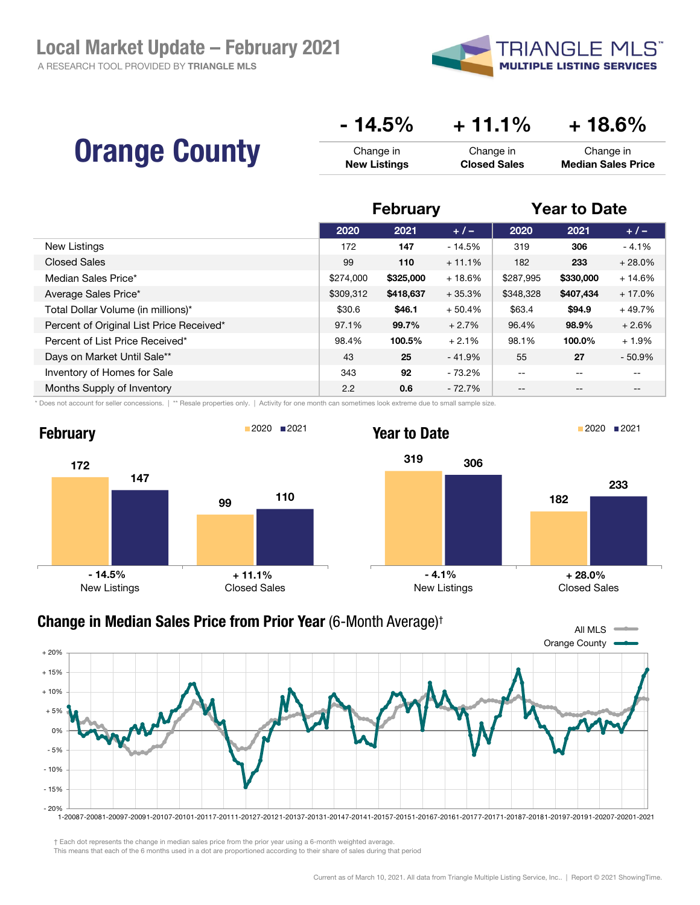# Local Market Update – February 2021

A RESEARCH TOOL PROVIDED BY **TRIANGLE MLS**

TRIANGLE MLS™ MULTIPLE LISTING SERVICES

## Orange County

| - 14.5% | + 11.1% | + 18.6% |
|---|---|---|
| Change in **New Listings** | Change in **Closed Sales** | Change in **Median Sales Price** |

| | February | | | Year to Date | | |
|---|---|---|---|---|---|---|
| | 2020 | 2021 | + / – | 2020 | 2021 | + / – |
| New Listings | 172 | **147** | - 14.5% | 319 | **306** | - 4.1% |
| Closed Sales | 99 | **110** | + 11.1% | 182 | **233** | + 28.0% |
| Median Sales Price* | $274,000 | **$325,000** | + 18.6% | $287,995 | **$330,000** | + 14.6% |
| Average Sales Price* | $309,312 | **$418,637** | + 35.3% | $348,328 | **$407,434** | + 17.0% |
| Total Dollar Volume (in millions)* | $30.6 | **$46.1** | + 50.4% | $63.4 | **$94.9** | + 49.7% |
| Percent of Original List Price Received* | 97.1% | **99.7%** | + 2.7% | 96.4% | **98.9%** | + 2.6% |
| Percent of List Price Received* | 98.4% | **100.5%** | + 2.1% | 98.1% | **100.0%** | + 1.9% |
| Days on Market Until Sale** | 43 | **25** | - 41.9% | 55 | **27** | - 50.9% |
| Inventory of Homes for Sale | 343 | **92** | - 73.2% | -- | -- | -- |
| Months Supply of Inventory | 2.2 | **0.6** | - 72.7% | -- | -- | -- |

\* Does not account for seller concessions. | ** Resale properties only. | Activity for one month can sometimes look extreme due to small sample size.

### February

| | 2020 | 2021 | Change |
|---|---|---|---|
| New Listings | 172 | 147 | - 14.5% |
| Closed Sales | 99 | 110 | + 11.1% |

### Year to Date

| | 2020 | 2021 | Change |
|---|---|---|---|
| New Listings | 319 | 306 | - 4.1% |
| Closed Sales | 182 | 233 | + 28.0% |

### Change in Median Sales Price from Prior Year (6-Month Average)†

All MLS — Orange County

† Each dot represents the change in median sales price from the prior year using a 6-month weighted average.
This means that each of the 6 months used in a dot are proportioned according to their share of sales during that period

Current as of March 10, 2021. All data from Triangle Multiple Listing Service, Inc.. | Report © 2021 ShowingTime.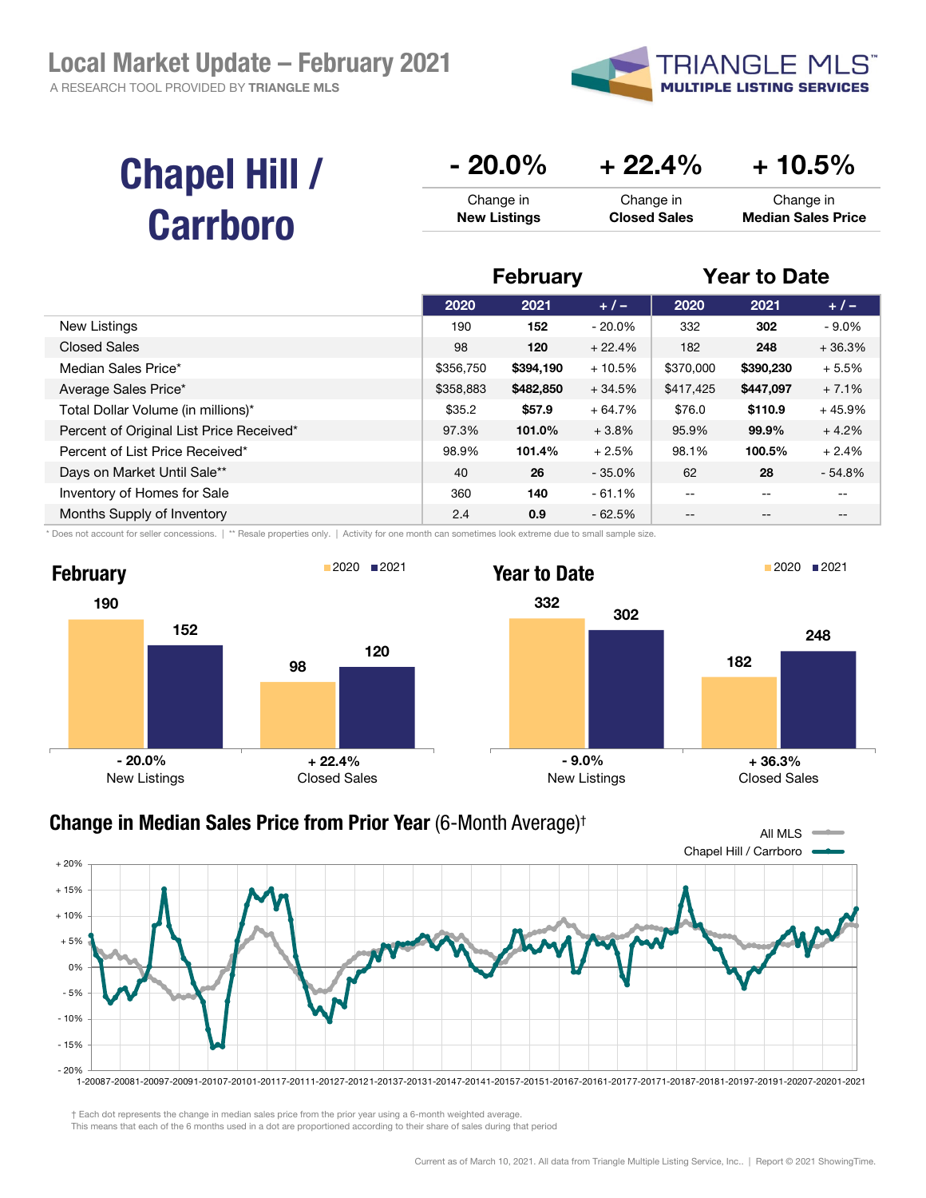# Local Market Update – February 2021

A RESEARCH TOOL PROVIDED BY TRIANGLE MLS

TRIANGLE MLS™
MULTIPLE LISTING SERVICES

# Chapel Hill / Carrboro

| - 20.0% | + 22.4% | + 10.5% |
|---|---|---|
| Change in **New Listings** | Change in **Closed Sales** | Change in **Median Sales Price** |

| | February | | | Year to Date | | |
|---|---|---|---|---|---|---|
| | 2020 | 2021 | + / – | 2020 | 2021 | + / – |
| New Listings | 190 | **152** | - 20.0% | 332 | **302** | - 9.0% |
| Closed Sales | 98 | **120** | + 22.4% | 182 | **248** | + 36.3% |
| Median Sales Price* | $356,750 | **$394,190** | + 10.5% | $370,000 | **$390,230** | + 5.5% |
| Average Sales Price* | $358,883 | **$482,850** | + 34.5% | $417,425 | **$447,097** | + 7.1% |
| Total Dollar Volume (in millions)* | $35.2 | **$57.9** | + 64.7% | $76.0 | **$110.9** | + 45.9% |
| Percent of Original List Price Received* | 97.3% | **101.0%** | + 3.8% | 95.9% | **99.9%** | + 4.2% |
| Percent of List Price Received* | 98.9% | **101.4%** | + 2.5% | 98.1% | **100.5%** | + 2.4% |
| Days on Market Until Sale** | 40 | **26** | - 35.0% | 62 | **28** | - 54.8% |
| Inventory of Homes for Sale | 360 | **140** | - 61.1% | -- | -- | -- |
| Months Supply of Inventory | 2.4 | **0.9** | - 62.5% | -- | -- | -- |

\* Does not account for seller concessions. | ** Resale properties only. | Activity for one month can sometimes look extreme due to small sample size.

## February

2020 2021

190 152 98 120

- 20.0% New Listings

+ 22.4% Closed Sales

## Year to Date

2020 2021

332 302 182 248

- 9.0% New Listings

+ 36.3% Closed Sales

## Change in Median Sales Price from Prior Year (6-Month Average)†

All MLS
Chapel Hill / Carrboro

+ 20% + 15% + 10% + 5% 0% - 5% - 10% - 15% - 20%

1-2008 7-2008 1-2009 7-2009 1-2010 7-2010 1-2011 7-2011 1-2012 7-2012 1-2013 7-2013 1-2014 7-2014 1-2015 7-2015 1-2016 7-2016 1-2017 7-2017 1-2018 7-2018 1-2019 7-2019 1-2020 7-2020 1-2021

† Each dot represents the change in median sales price from the prior year using a 6-month weighted average.
This means that each of the 6 months used in a dot are proportioned according to their share of sales during that period

Current as of March 10, 2021. All data from Triangle Multiple Listing Service, Inc.. | Report © 2021 ShowingTime.